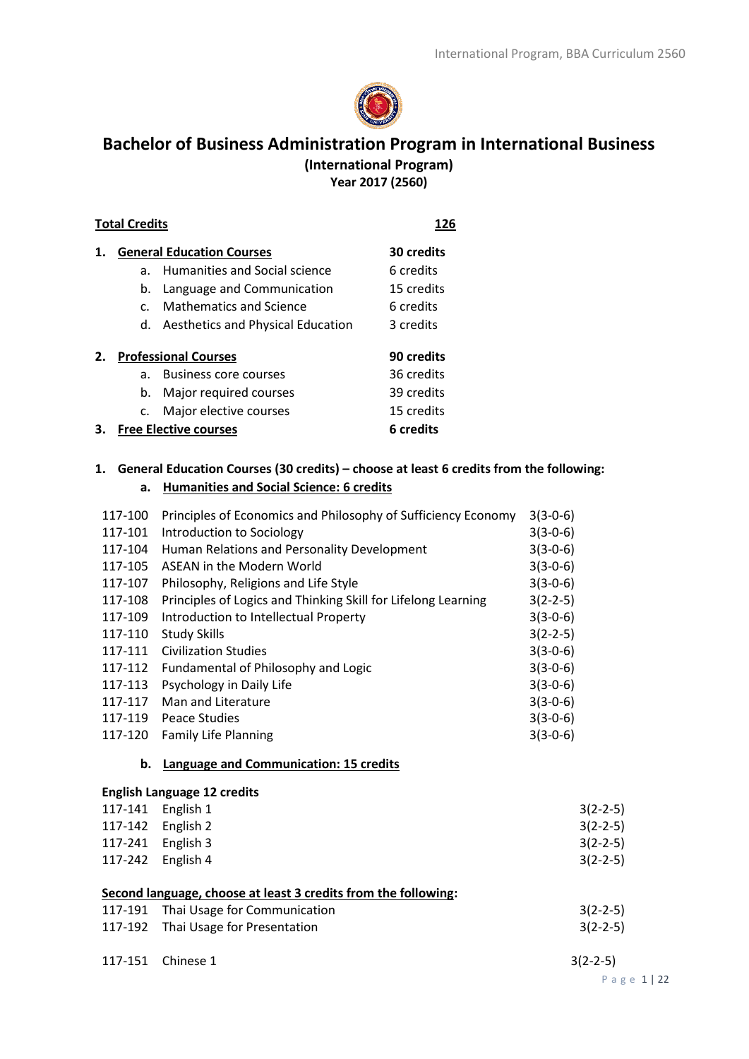# Bachelor of Business Administration Program in International Business

**(International Program)**
**Year 2017 (2560)**

| **Total Credits** | **126** |
|---|---|
| **1. General Education Courses** | **30 credits** |
| a. Humanities and Social science | 6 credits |
| b. Language and Communication | 15 credits |
| c. Mathematics and Science | 6 credits |
| d. Aesthetics and Physical Education | 3 credits |
| **2. Professional Courses** | **90 credits** |
| a. Business core courses | 36 credits |
| b. Major required courses | 39 credits |
| c. Major elective courses | 15 credits |
| **3. Free Elective courses** | **6 credits** |

## 1. General Education Courses (30 credits) – choose at least 6 credits from the following:

### a. Humanities and Social Science: 6 credits

| | | |
|---|---|---|
| 117-100 | Principles of Economics and Philosophy of Sufficiency Economy | 3(3-0-6) |
| 117-101 | Introduction to Sociology | 3(3-0-6) |
| 117-104 | Human Relations and Personality Development | 3(3-0-6) |
| 117-105 | ASEAN in the Modern World | 3(3-0-6) |
| 117-107 | Philosophy, Religions and Life Style | 3(3-0-6) |
| 117-108 | Principles of Logics and Thinking Skill for Lifelong Learning | 3(2-2-5) |
| 117-109 | Introduction to Intellectual Property | 3(3-0-6) |
| 117-110 | Study Skills | 3(2-2-5) |
| 117-111 | Civilization Studies | 3(3-0-6) |
| 117-112 | Fundamental of Philosophy and Logic | 3(3-0-6) |
| 117-113 | Psychology in Daily Life | 3(3-0-6) |
| 117-117 | Man and Literature | 3(3-0-6) |
| 117-119 | Peace Studies | 3(3-0-6) |
| 117-120 | Family Life Planning | 3(3-0-6) |

### b. Language and Communication: 15 credits

**English Language 12 credits**

| | | |
|---|---|---|
| 117-141 | English 1 | 3(2-2-5) |
| 117-142 | English 2 | 3(2-2-5) |
| 117-241 | English 3 | 3(2-2-5) |
| 117-242 | English 4 | 3(2-2-5) |

**Second language, choose at least 3 credits from the following:**

| | | |
|---|---|---|
| 117-191 | Thai Usage for Communication | 3(2-2-5) |
| 117-192 | Thai Usage for Presentation | 3(2-2-5) |
| 117-151 | Chinese 1 | 3(2-2-5) |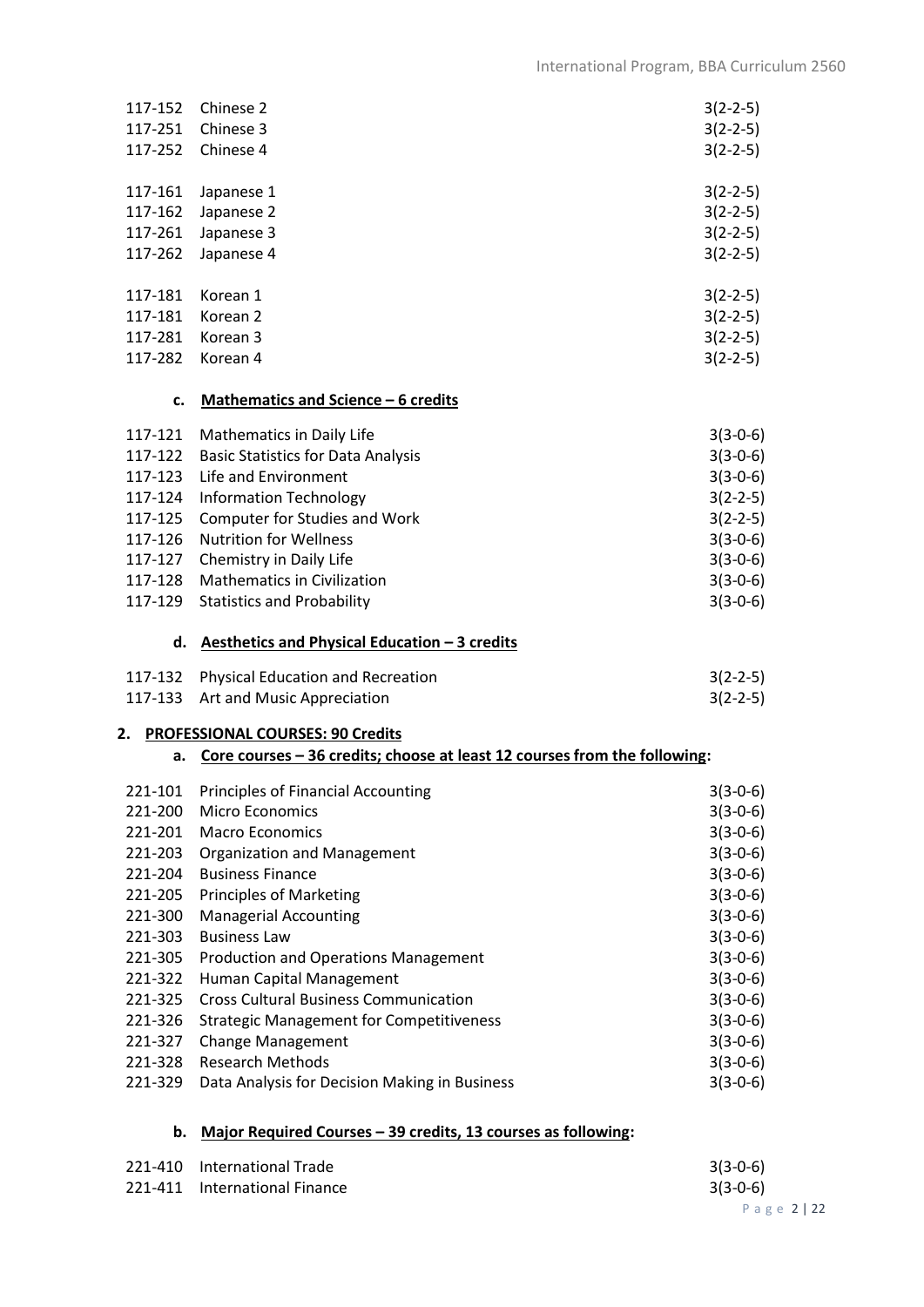| | | |
|---|---|---|
| 117-152 | Chinese 2 | 3(2-2-5) |
| 117-251 | Chinese 3 | 3(2-2-5) |
| 117-252 | Chinese 4 | 3(2-2-5) |
| | | |
| 117-161 | Japanese 1 | 3(2-2-5) |
| 117-162 | Japanese 2 | 3(2-2-5) |
| 117-261 | Japanese 3 | 3(2-2-5) |
| 117-262 | Japanese 4 | 3(2-2-5) |
| | | |
| 117-181 | Korean 1 | 3(2-2-5) |
| 117-181 | Korean 2 | 3(2-2-5) |
| 117-281 | Korean 3 | 3(2-2-5) |
| 117-282 | Korean 4 | 3(2-2-5) |

### c. Mathematics and Science – 6 credits

| | | |
|---|---|---|
| 117-121 | Mathematics in Daily Life | 3(3-0-6) |
| 117-122 | Basic Statistics for Data Analysis | 3(3-0-6) |
| 117-123 | Life and Environment | 3(3-0-6) |
| 117-124 | Information Technology | 3(2-2-5) |
| 117-125 | Computer for Studies and Work | 3(2-2-5) |
| 117-126 | Nutrition for Wellness | 3(3-0-6) |
| 117-127 | Chemistry in Daily Life | 3(3-0-6) |
| 117-128 | Mathematics in Civilization | 3(3-0-6) |
| 117-129 | Statistics and Probability | 3(3-0-6) |

### d. Aesthetics and Physical Education – 3 credits

| | | |
|---|---|---|
| 117-132 | Physical Education and Recreation | 3(2-2-5) |
| 117-133 | Art and Music Appreciation | 3(2-2-5) |

## 2. PROFESSIONAL COURSES: 90 Credits

### a. Core courses – 36 credits; choose at least 12 courses from the following:

| | | |
|---|---|---|
| 221-101 | Principles of Financial Accounting | 3(3-0-6) |
| 221-200 | Micro Economics | 3(3-0-6) |
| 221-201 | Macro Economics | 3(3-0-6) |
| 221-203 | Organization and Management | 3(3-0-6) |
| 221-204 | Business Finance | 3(3-0-6) |
| 221-205 | Principles of Marketing | 3(3-0-6) |
| 221-300 | Managerial Accounting | 3(3-0-6) |
| 221-303 | Business Law | 3(3-0-6) |
| 221-305 | Production and Operations Management | 3(3-0-6) |
| 221-322 | Human Capital Management | 3(3-0-6) |
| 221-325 | Cross Cultural Business Communication | 3(3-0-6) |
| 221-326 | Strategic Management for Competitiveness | 3(3-0-6) |
| 221-327 | Change Management | 3(3-0-6) |
| 221-328 | Research Methods | 3(3-0-6) |
| 221-329 | Data Analysis for Decision Making in Business | 3(3-0-6) |

### b. Major Required Courses – 39 credits, 13 courses as following:

| | | |
|---|---|---|
| 221-410 | International Trade | 3(3-0-6) |
| 221-411 | International Finance | 3(3-0-6) |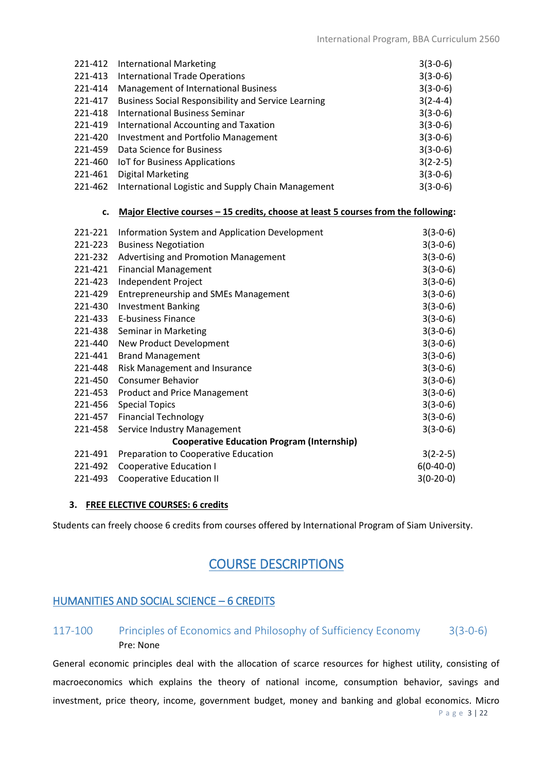| | | |
|---|---|---|
| 221-412 | International Marketing | 3(3-0-6) |
| 221-413 | International Trade Operations | 3(3-0-6) |
| 221-414 | Management of International Business | 3(3-0-6) |
| 221-417 | Business Social Responsibility and Service Learning | 3(2-4-4) |
| 221-418 | International Business Seminar | 3(3-0-6) |
| 221-419 | International Accounting and Taxation | 3(3-0-6) |
| 221-420 | Investment and Portfolio Management | 3(3-0-6) |
| 221-459 | Data Science for Business | 3(3-0-6) |
| 221-460 | IoT for Business Applications | 3(2-2-5) |
| 221-461 | Digital Marketing | 3(3-0-6) |
| 221-462 | International Logistic and Supply Chain Management | 3(3-0-6) |

**c. Major Elective courses – 15 credits, choose at least 5 courses from the following:**

| | | |
|---|---|---|
| 221-221 | Information System and Application Development | 3(3-0-6) |
| 221-223 | Business Negotiation | 3(3-0-6) |
| 221-232 | Advertising and Promotion Management | 3(3-0-6) |
| 221-421 | Financial Management | 3(3-0-6) |
| 221-423 | Independent Project | 3(3-0-6) |
| 221-429 | Entrepreneurship and SMEs Management | 3(3-0-6) |
| 221-430 | Investment Banking | 3(3-0-6) |
| 221-433 | E-business Finance | 3(3-0-6) |
| 221-438 | Seminar in Marketing | 3(3-0-6) |
| 221-440 | New Product Development | 3(3-0-6) |
| 221-441 | Brand Management | 3(3-0-6) |
| 221-448 | Risk Management and Insurance | 3(3-0-6) |
| 221-450 | Consumer Behavior | 3(3-0-6) |
| 221-453 | Product and Price Management | 3(3-0-6) |
| 221-456 | Special Topics | 3(3-0-6) |
| 221-457 | Financial Technology | 3(3-0-6) |
| 221-458 | Service Industry Management | 3(3-0-6) |
| | **Cooperative Education Program (Internship)** | |
| 221-491 | Preparation to Cooperative Education | 3(2-2-5) |
| 221-492 | Cooperative Education I | 6(0-40-0) |
| 221-493 | Cooperative Education II | 3(0-20-0) |

**3. FREE ELECTIVE COURSES: 6 credits**

Students can freely choose 6 credits from courses offered by International Program of Siam University.

# COURSE DESCRIPTIONS

## HUMANITIES AND SOCIAL SCIENCE – 6 CREDITS

### 117-100 Principles of Economics and Philosophy of Sufficiency Economy 3(3-0-6)

Pre: None

General economic principles deal with the allocation of scarce resources for highest utility, consisting of macroeconomics which explains the theory of national income, consumption behavior, savings and investment, price theory, income, government budget, money and banking and global economics. Micro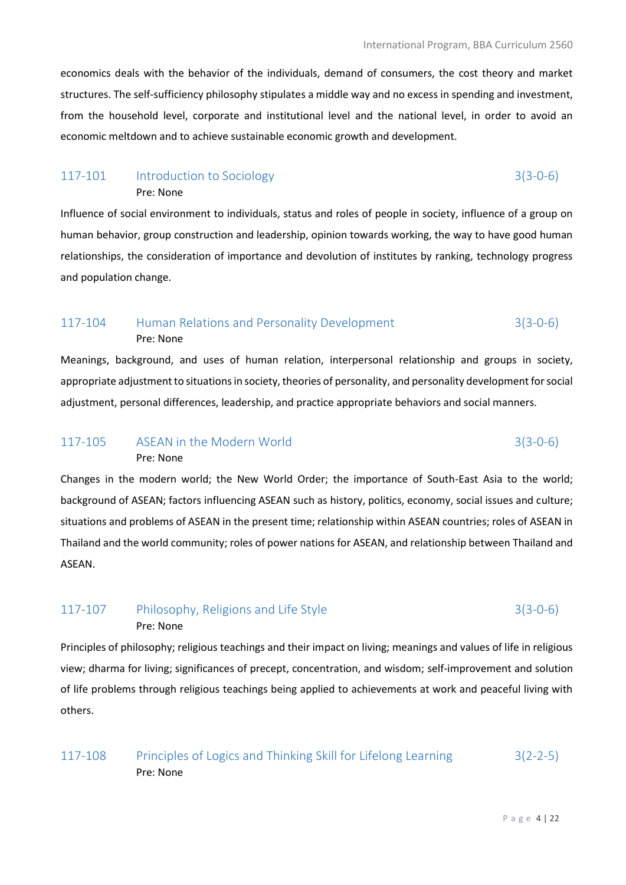economics deals with the behavior of the individuals, demand of consumers, the cost theory and market structures. The self-sufficiency philosophy stipulates a middle way and no excess in spending and investment, from the household level, corporate and institutional level and the national level, in order to avoid an economic meltdown and to achieve sustainable economic growth and development.

### 117-101 Introduction to Sociology 3(3-0-6)

Pre: None

Influence of social environment to individuals, status and roles of people in society, influence of a group on human behavior, group construction and leadership, opinion towards working, the way to have good human relationships, the consideration of importance and devolution of institutes by ranking, technology progress and population change.

### 117-104 Human Relations and Personality Development 3(3-0-6)

Pre: None

Meanings, background, and uses of human relation, interpersonal relationship and groups in society, appropriate adjustment to situations in society, theories of personality, and personality development for social adjustment, personal differences, leadership, and practice appropriate behaviors and social manners.

### 117-105 ASEAN in the Modern World 3(3-0-6)

Pre: None

Changes in the modern world; the New World Order; the importance of South-East Asia to the world; background of ASEAN; factors influencing ASEAN such as history, politics, economy, social issues and culture; situations and problems of ASEAN in the present time; relationship within ASEAN countries; roles of ASEAN in Thailand and the world community; roles of power nations for ASEAN, and relationship between Thailand and ASEAN.

### 117-107 Philosophy, Religions and Life Style 3(3-0-6)

Pre: None

Principles of philosophy; religious teachings and their impact on living; meanings and values of life in religious view; dharma for living; significances of precept, concentration, and wisdom; self-improvement and solution of life problems through religious teachings being applied to achievements at work and peaceful living with others.

### 117-108 Principles of Logics and Thinking Skill for Lifelong Learning 3(2-2-5)

Pre: None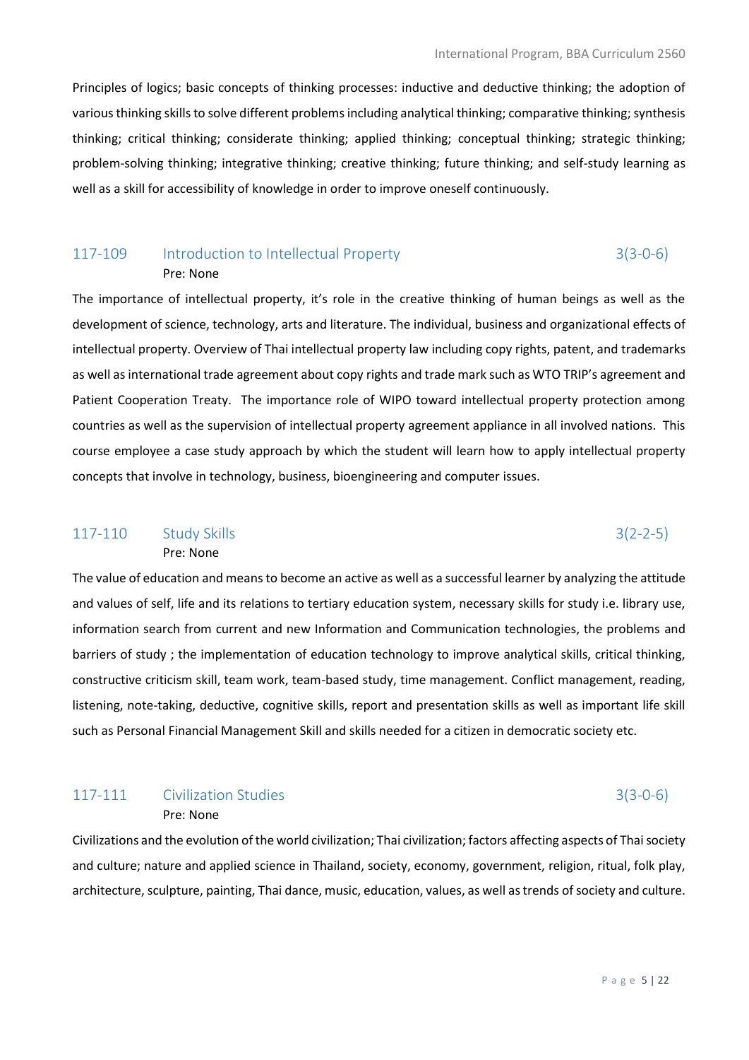Principles of logics; basic concepts of thinking processes: inductive and deductive thinking; the adoption of various thinking skills to solve different problems including analytical thinking; comparative thinking; synthesis thinking; critical thinking; considerate thinking; applied thinking; conceptual thinking; strategic thinking; problem-solving thinking; integrative thinking; creative thinking; future thinking; and self-study learning as well as a skill for accessibility of knowledge in order to improve oneself continuously.

## 117-109 Introduction to Intellectual Property 3(3-0-6)

Pre: None

The importance of intellectual property, it's role in the creative thinking of human beings as well as the development of science, technology, arts and literature. The individual, business and organizational effects of intellectual property. Overview of Thai intellectual property law including copy rights, patent, and trademarks as well as international trade agreement about copy rights and trade mark such as WTO TRIP's agreement and Patient Cooperation Treaty. The importance role of WIPO toward intellectual property protection among countries as well as the supervision of intellectual property agreement appliance in all involved nations. This course employee a case study approach by which the student will learn how to apply intellectual property concepts that involve in technology, business, bioengineering and computer issues.

## 117-110 Study Skills 3(2-2-5)

Pre: None

The value of education and means to become an active as well as a successful learner by analyzing the attitude and values of self, life and its relations to tertiary education system, necessary skills for study i.e. library use, information search from current and new Information and Communication technologies, the problems and barriers of study ; the implementation of education technology to improve analytical skills, critical thinking, constructive criticism skill, team work, team-based study, time management. Conflict management, reading, listening, note-taking, deductive, cognitive skills, report and presentation skills as well as important life skill such as Personal Financial Management Skill and skills needed for a citizen in democratic society etc.

## 117-111 Civilization Studies 3(3-0-6)

Pre: None

Civilizations and the evolution of the world civilization; Thai civilization; factors affecting aspects of Thai society and culture; nature and applied science in Thailand, society, economy, government, religion, ritual, folk play, architecture, sculpture, painting, Thai dance, music, education, values, as well as trends of society and culture.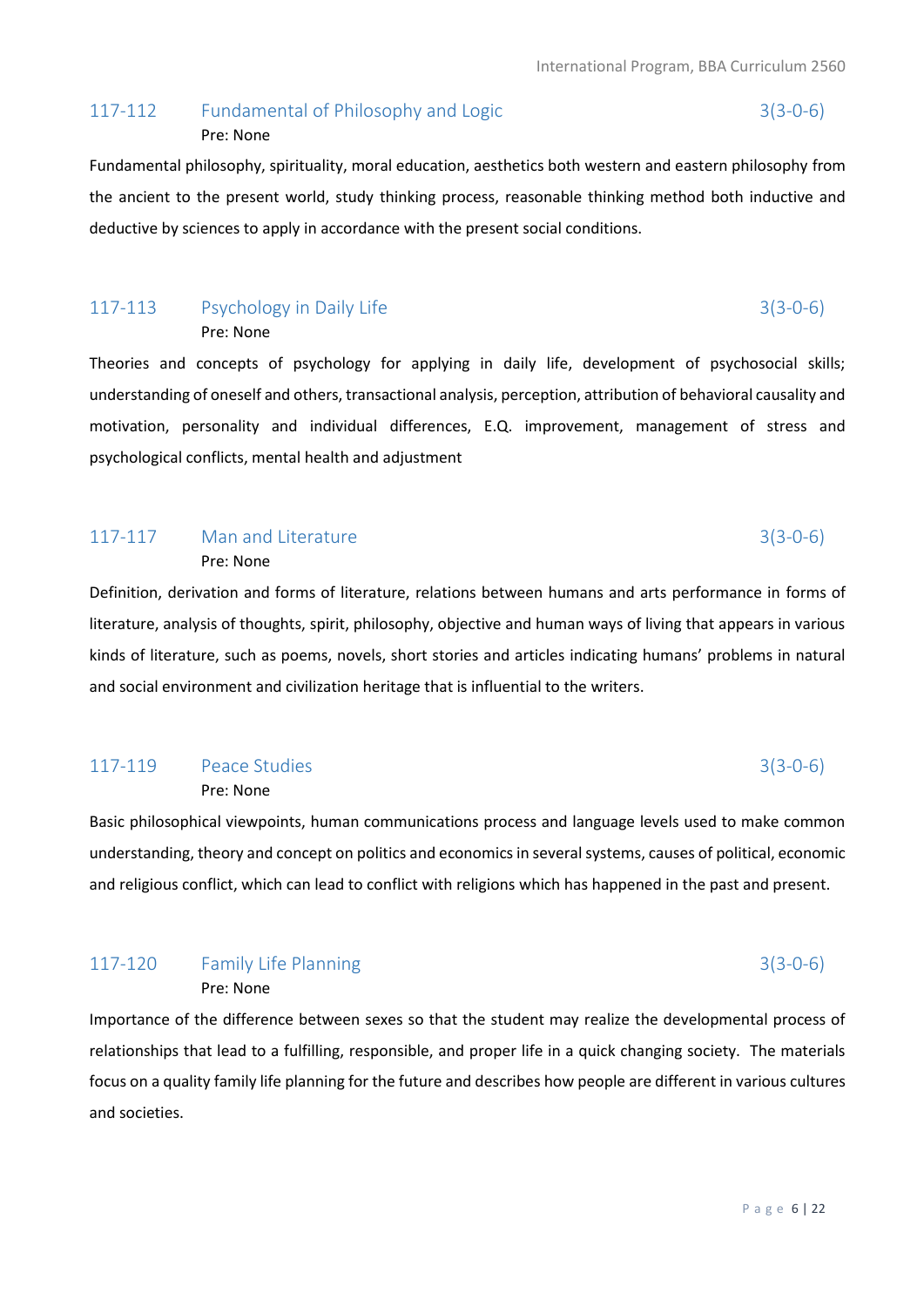### 117-112 Fundamental of Philosophy and Logic 3(3-0-6)

Pre: None

Fundamental philosophy, spirituality, moral education, aesthetics both western and eastern philosophy from the ancient to the present world, study thinking process, reasonable thinking method both inductive and deductive by sciences to apply in accordance with the present social conditions.

### 117-113 Psychology in Daily Life 3(3-0-6)

Pre: None

Theories and concepts of psychology for applying in daily life, development of psychosocial skills; understanding of oneself and others, transactional analysis, perception, attribution of behavioral causality and motivation, personality and individual differences, E.Q. improvement, management of stress and psychological conflicts, mental health and adjustment

### 117-117 Man and Literature 3(3-0-6)

Pre: None

Definition, derivation and forms of literature, relations between humans and arts performance in forms of literature, analysis of thoughts, spirit, philosophy, objective and human ways of living that appears in various kinds of literature, such as poems, novels, short stories and articles indicating humans' problems in natural and social environment and civilization heritage that is influential to the writers.

### 117-119 Peace Studies 3(3-0-6)

Pre: None

Basic philosophical viewpoints, human communications process and language levels used to make common understanding, theory and concept on politics and economics in several systems, causes of political, economic and religious conflict, which can lead to conflict with religions which has happened in the past and present.

### 117-120 Family Life Planning 3(3-0-6)

Pre: None

Importance of the difference between sexes so that the student may realize the developmental process of relationships that lead to a fulfilling, responsible, and proper life in a quick changing society. The materials focus on a quality family life planning for the future and describes how people are different in various cultures and societies.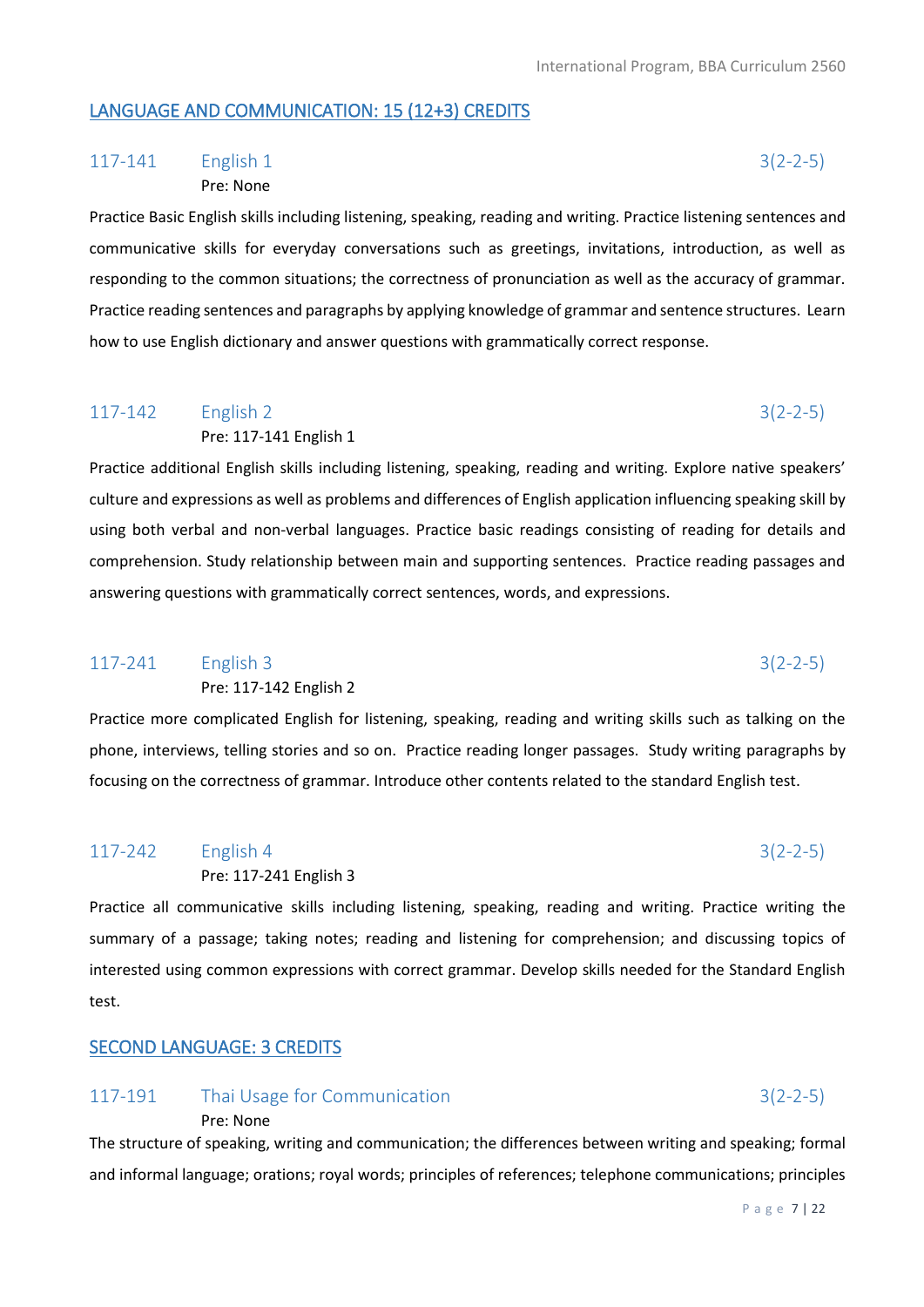## LANGUAGE AND COMMUNICATION: 15 (12+3) CREDITS

### 117-141 English 1 3(2-2-5)

Pre: None

Practice Basic English skills including listening, speaking, reading and writing. Practice listening sentences and communicative skills for everyday conversations such as greetings, invitations, introduction, as well as responding to the common situations; the correctness of pronunciation as well as the accuracy of grammar. Practice reading sentences and paragraphs by applying knowledge of grammar and sentence structures. Learn how to use English dictionary and answer questions with grammatically correct response.

### 117-142 English 2 3(2-2-5)

Pre: 117-141 English 1

Practice additional English skills including listening, speaking, reading and writing. Explore native speakers' culture and expressions as well as problems and differences of English application influencing speaking skill by using both verbal and non-verbal languages. Practice basic readings consisting of reading for details and comprehension. Study relationship between main and supporting sentences. Practice reading passages and answering questions with grammatically correct sentences, words, and expressions.

### 117-241 English 3 3(2-2-5)

Pre: 117-142 English 2

Practice more complicated English for listening, speaking, reading and writing skills such as talking on the phone, interviews, telling stories and so on. Practice reading longer passages. Study writing paragraphs by focusing on the correctness of grammar. Introduce other contents related to the standard English test.

### 117-242 English 4 3(2-2-5)

Pre: 117-241 English 3

Practice all communicative skills including listening, speaking, reading and writing. Practice writing the summary of a passage; taking notes; reading and listening for comprehension; and discussing topics of interested using common expressions with correct grammar. Develop skills needed for the Standard English test.

## SECOND LANGUAGE: 3 CREDITS

### 117-191 Thai Usage for Communication 3(2-2-5)

Pre: None

The structure of speaking, writing and communication; the differences between writing and speaking; formal and informal language; orations; royal words; principles of references; telephone communications; principles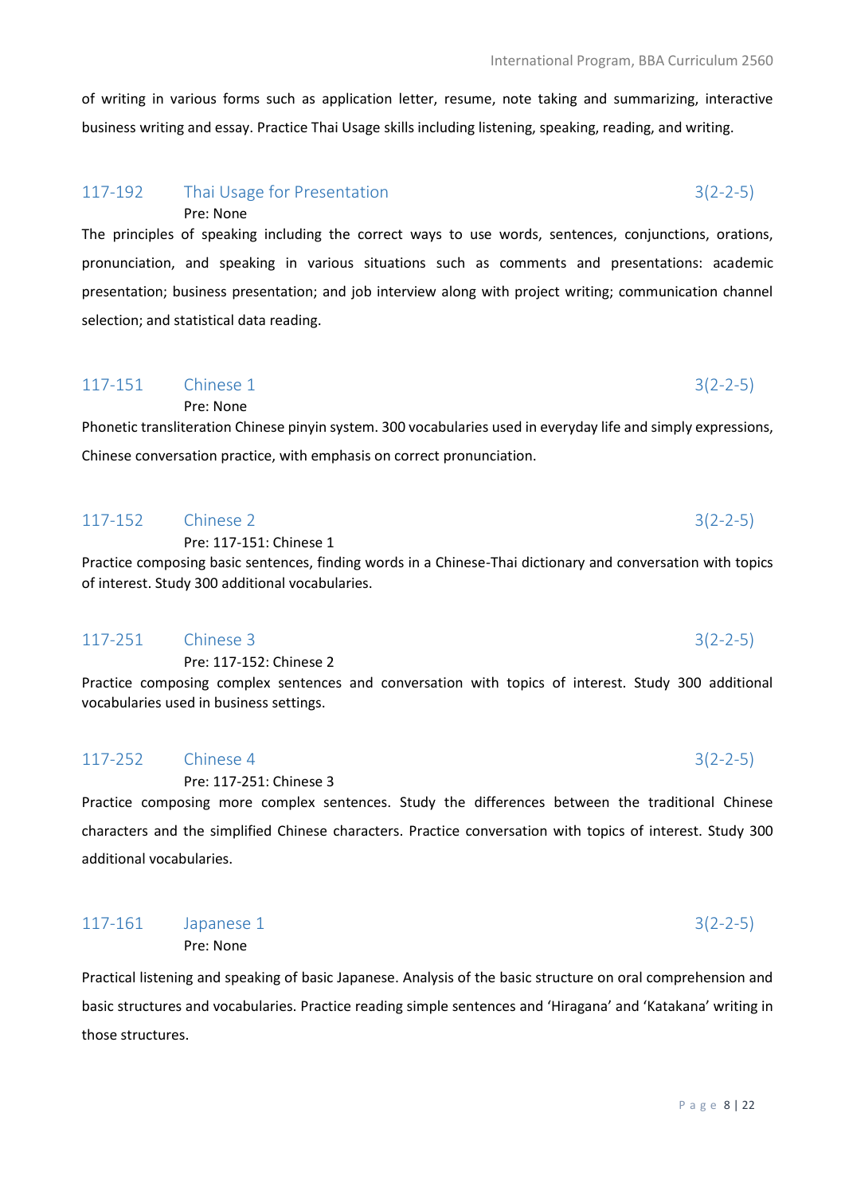of writing in various forms such as application letter, resume, note taking and summarizing, interactive business writing and essay. Practice Thai Usage skills including listening, speaking, reading, and writing.

### 117-192 Thai Usage for Presentation 3(2-2-5)

Pre: None

The principles of speaking including the correct ways to use words, sentences, conjunctions, orations, pronunciation, and speaking in various situations such as comments and presentations: academic presentation; business presentation; and job interview along with project writing; communication channel selection; and statistical data reading.

### 117-151 Chinese 1 3(2-2-5)

Pre: None

Phonetic transliteration Chinese pinyin system. 300 vocabularies used in everyday life and simply expressions, Chinese conversation practice, with emphasis on correct pronunciation.

### 117-152 Chinese 2 3(2-2-5)

Pre: 117-151: Chinese 1

Practice composing basic sentences, finding words in a Chinese-Thai dictionary and conversation with topics of interest. Study 300 additional vocabularies.

### 117-251 Chinese 3 3(2-2-5)

Pre: 117-152: Chinese 2

Practice composing complex sentences and conversation with topics of interest. Study 300 additional vocabularies used in business settings.

### 117-252 Chinese 4 3(2-2-5)

Pre: 117-251: Chinese 3

Practice composing more complex sentences. Study the differences between the traditional Chinese characters and the simplified Chinese characters. Practice conversation with topics of interest. Study 300 additional vocabularies.

### 117-161 Japanese 1 3(2-2-5)

Pre: None

Practical listening and speaking of basic Japanese. Analysis of the basic structure on oral comprehension and basic structures and vocabularies. Practice reading simple sentences and 'Hiragana' and 'Katakana' writing in those structures.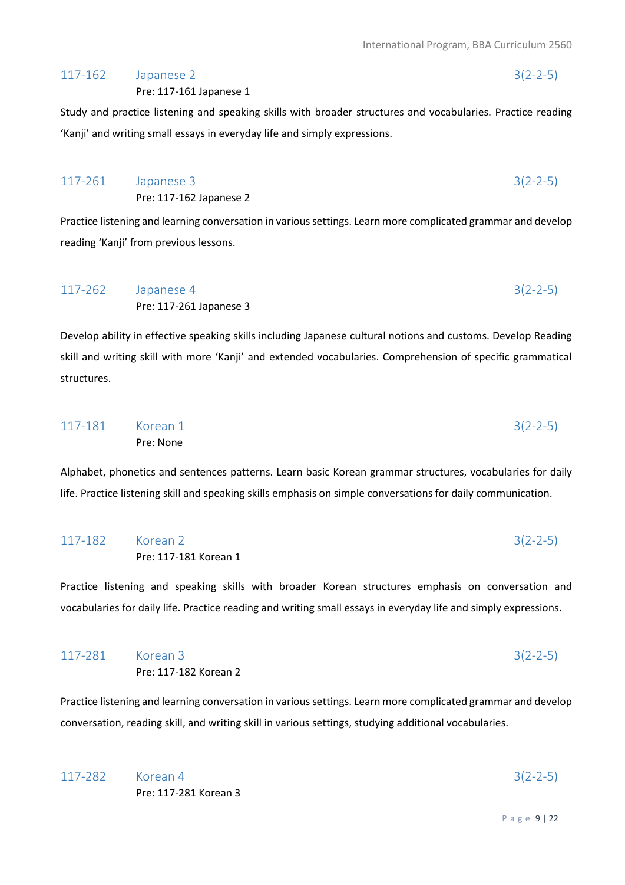### 117-162 Japanese 2 3(2-2-5)

Pre: 117-161 Japanese 1

Study and practice listening and speaking skills with broader structures and vocabularies. Practice reading 'Kanji' and writing small essays in everyday life and simply expressions.

### 117-261 Japanese 3 3(2-2-5)

Pre: 117-162 Japanese 2

Practice listening and learning conversation in various settings. Learn more complicated grammar and develop reading 'Kanji' from previous lessons.

### 117-262 Japanese 4 3(2-2-5)

Pre: 117-261 Japanese 3

Develop ability in effective speaking skills including Japanese cultural notions and customs. Develop Reading skill and writing skill with more 'Kanji' and extended vocabularies. Comprehension of specific grammatical structures.

### 117-181 Korean 1 3(2-2-5)

Pre: None

Alphabet, phonetics and sentences patterns. Learn basic Korean grammar structures, vocabularies for daily life. Practice listening skill and speaking skills emphasis on simple conversations for daily communication.

### 117-182 Korean 2 3(2-2-5)

Pre: 117-181 Korean 1

Practice listening and speaking skills with broader Korean structures emphasis on conversation and vocabularies for daily life. Practice reading and writing small essays in everyday life and simply expressions.

### 117-281 Korean 3 3(2-2-5)

Pre: 117-182 Korean 2

Practice listening and learning conversation in various settings. Learn more complicated grammar and develop conversation, reading skill, and writing skill in various settings, studying additional vocabularies.

### 117-282 Korean 4 3(2-2-5)

Pre: 117-281 Korean 3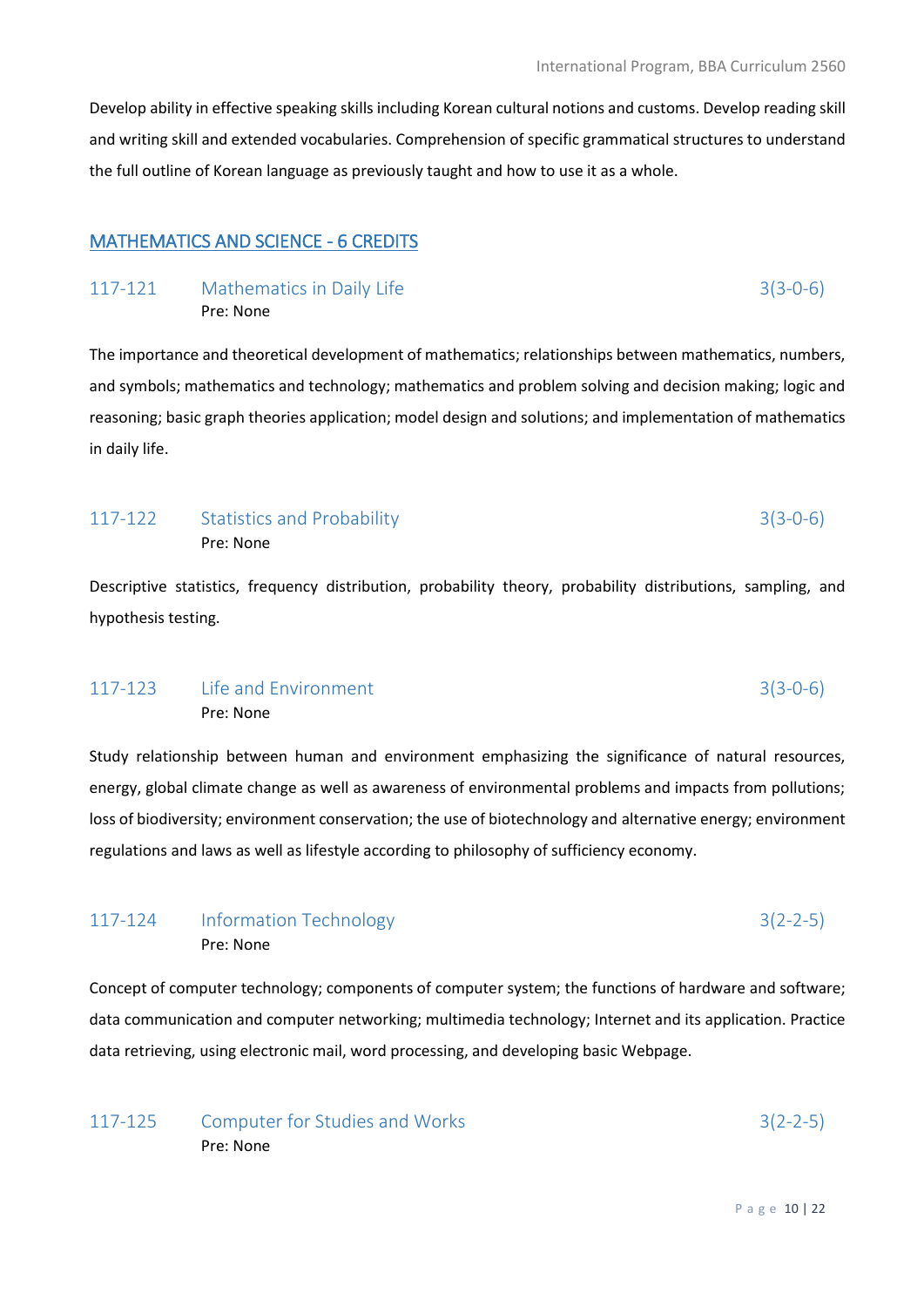Develop ability in effective speaking skills including Korean cultural notions and customs. Develop reading skill and writing skill and extended vocabularies. Comprehension of specific grammatical structures to understand the full outline of Korean language as previously taught and how to use it as a whole.

## MATHEMATICS AND SCIENCE - 6 CREDITS

### 117-121 Mathematics in Daily Life 3(3-0-6)

Pre: None

The importance and theoretical development of mathematics; relationships between mathematics, numbers, and symbols; mathematics and technology; mathematics and problem solving and decision making; logic and reasoning; basic graph theories application; model design and solutions; and implementation of mathematics in daily life.

### 117-122 Statistics and Probability 3(3-0-6)

Pre: None

Descriptive statistics, frequency distribution, probability theory, probability distributions, sampling, and hypothesis testing.

### 117-123 Life and Environment 3(3-0-6)

Pre: None

Study relationship between human and environment emphasizing the significance of natural resources, energy, global climate change as well as awareness of environmental problems and impacts from pollutions; loss of biodiversity; environment conservation; the use of biotechnology and alternative energy; environment regulations and laws as well as lifestyle according to philosophy of sufficiency economy.

### 117-124 Information Technology 3(2-2-5)

Pre: None

Concept of computer technology; components of computer system; the functions of hardware and software; data communication and computer networking; multimedia technology; Internet and its application. Practice data retrieving, using electronic mail, word processing, and developing basic Webpage.

### 117-125 Computer for Studies and Works 3(2-2-5)

Pre: None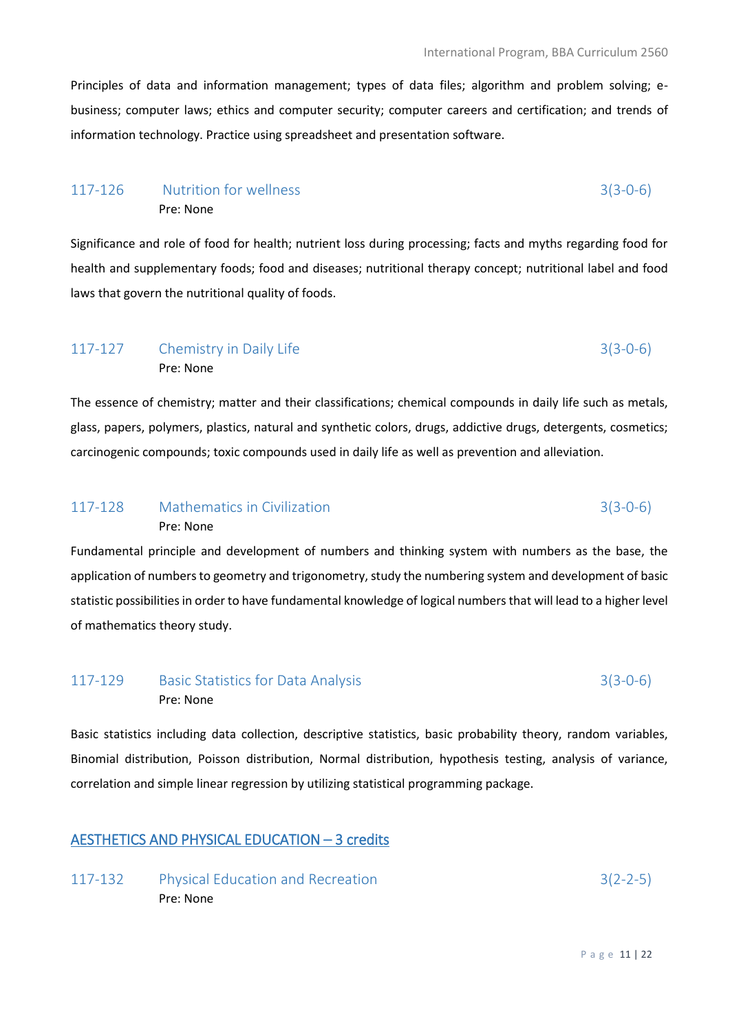Principles of data and information management; types of data files; algorithm and problem solving; e-business; computer laws; ethics and computer security; computer careers and certification; and trends of information technology. Practice using spreadsheet and presentation software.

### 117-126 Nutrition for wellness 3(3-0-6)

Pre: None

Significance and role of food for health; nutrient loss during processing; facts and myths regarding food for health and supplementary foods; food and diseases; nutritional therapy concept; nutritional label and food laws that govern the nutritional quality of foods.

### 117-127 Chemistry in Daily Life 3(3-0-6)

Pre: None

The essence of chemistry; matter and their classifications; chemical compounds in daily life such as metals, glass, papers, polymers, plastics, natural and synthetic colors, drugs, addictive drugs, detergents, cosmetics; carcinogenic compounds; toxic compounds used in daily life as well as prevention and alleviation.

### 117-128 Mathematics in Civilization 3(3-0-6)

Pre: None

Fundamental principle and development of numbers and thinking system with numbers as the base, the application of numbers to geometry and trigonometry, study the numbering system and development of basic statistic possibilities in order to have fundamental knowledge of logical numbers that will lead to a higher level of mathematics theory study.

### 117-129 Basic Statistics for Data Analysis 3(3-0-6)

Pre: None

Basic statistics including data collection, descriptive statistics, basic probability theory, random variables, Binomial distribution, Poisson distribution, Normal distribution, hypothesis testing, analysis of variance, correlation and simple linear regression by utilizing statistical programming package.

## AESTHETICS AND PHYSICAL EDUCATION – 3 credits

### 117-132 Physical Education and Recreation 3(2-2-5)

Pre: None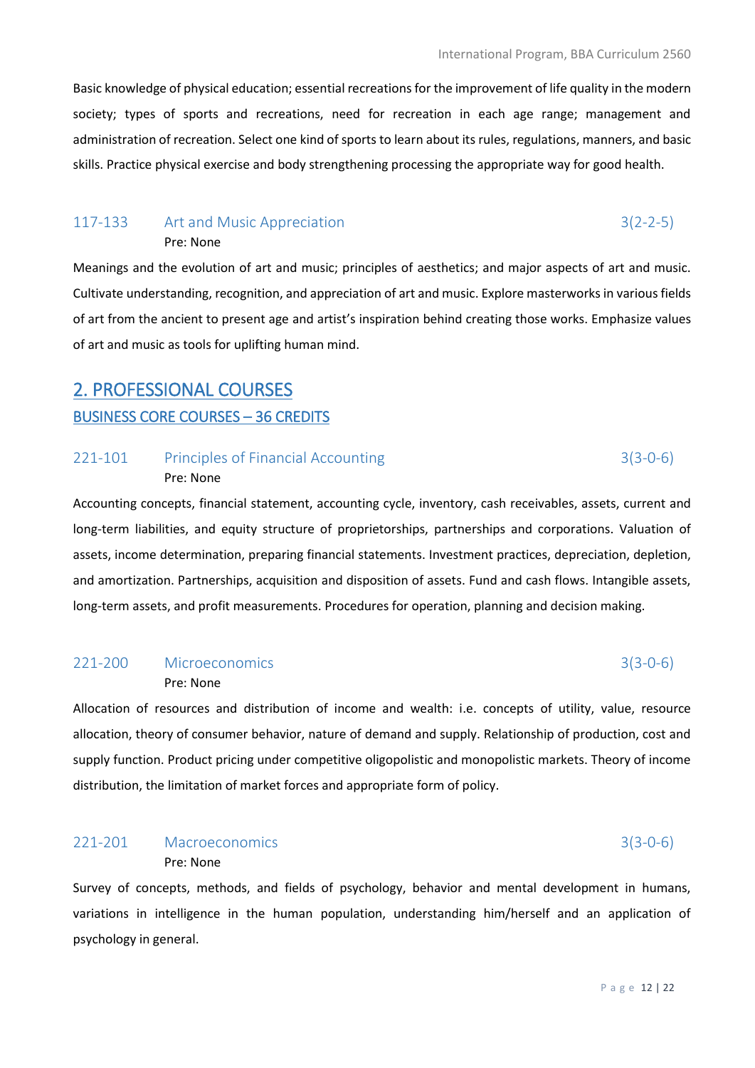Basic knowledge of physical education; essential recreations for the improvement of life quality in the modern society; types of sports and recreations, need for recreation in each age range; management and administration of recreation. Select one kind of sports to learn about its rules, regulations, manners, and basic skills. Practice physical exercise and body strengthening processing the appropriate way for good health.

### 117-133 Art and Music Appreciation 3(2-2-5)

Pre: None

Meanings and the evolution of art and music; principles of aesthetics; and major aspects of art and music. Cultivate understanding, recognition, and appreciation of art and music. Explore masterworks in various fields of art from the ancient to present age and artist's inspiration behind creating those works. Emphasize values of art and music as tools for uplifting human mind.

# 2. PROFESSIONAL COURSES

## BUSINESS CORE COURSES – 36 CREDITS

### 221-101 Principles of Financial Accounting 3(3-0-6)

Pre: None

Accounting concepts, financial statement, accounting cycle, inventory, cash receivables, assets, current and long-term liabilities, and equity structure of proprietorships, partnerships and corporations. Valuation of assets, income determination, preparing financial statements. Investment practices, depreciation, depletion, and amortization. Partnerships, acquisition and disposition of assets. Fund and cash flows. Intangible assets, long-term assets, and profit measurements. Procedures for operation, planning and decision making.

### 221-200 Microeconomics 3(3-0-6)

Pre: None

Allocation of resources and distribution of income and wealth: i.e. concepts of utility, value, resource allocation, theory of consumer behavior, nature of demand and supply. Relationship of production, cost and supply function. Product pricing under competitive oligopolistic and monopolistic markets. Theory of income distribution, the limitation of market forces and appropriate form of policy.

### 221-201 Macroeconomics 3(3-0-6)

Pre: None

Survey of concepts, methods, and fields of psychology, behavior and mental development in humans, variations in intelligence in the human population, understanding him/herself and an application of psychology in general.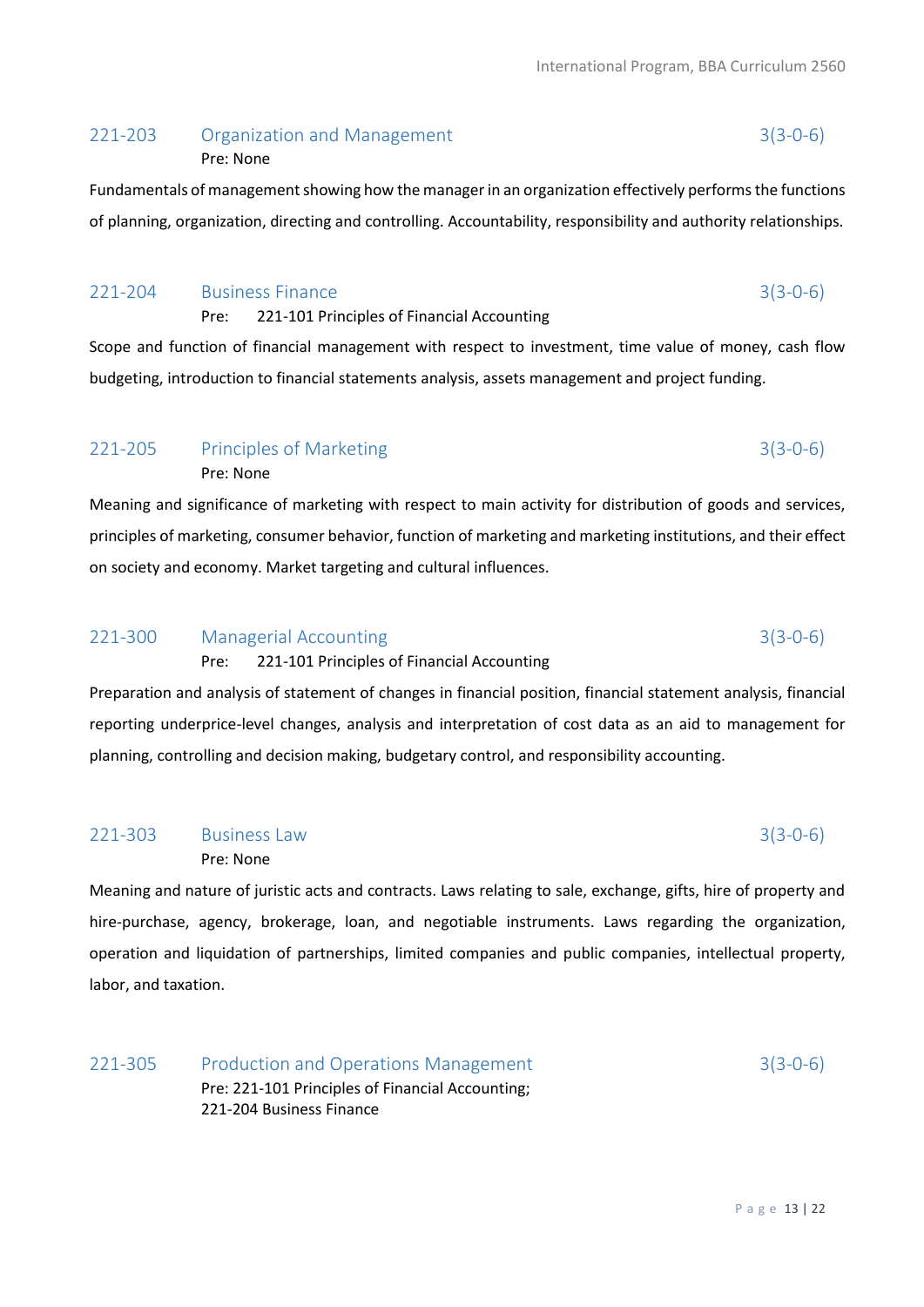### 221-203 Organization and Management 3(3-0-6)

Pre: None

Fundamentals of management showing how the manager in an organization effectively performs the functions of planning, organization, directing and controlling. Accountability, responsibility and authority relationships.

### 221-204 Business Finance 3(3-0-6)

Pre: 221-101 Principles of Financial Accounting

Scope and function of financial management with respect to investment, time value of money, cash flow budgeting, introduction to financial statements analysis, assets management and project funding.

### 221-205 Principles of Marketing 3(3-0-6)

Pre: None

Meaning and significance of marketing with respect to main activity for distribution of goods and services, principles of marketing, consumer behavior, function of marketing and marketing institutions, and their effect on society and economy. Market targeting and cultural influences.

### 221-300 Managerial Accounting 3(3-0-6)

Pre: 221-101 Principles of Financial Accounting

Preparation and analysis of statement of changes in financial position, financial statement analysis, financial reporting underprice-level changes, analysis and interpretation of cost data as an aid to management for planning, controlling and decision making, budgetary control, and responsibility accounting.

### 221-303 Business Law 3(3-0-6)

Pre: None

Meaning and nature of juristic acts and contracts. Laws relating to sale, exchange, gifts, hire of property and hire-purchase, agency, brokerage, loan, and negotiable instruments. Laws regarding the organization, operation and liquidation of partnerships, limited companies and public companies, intellectual property, labor, and taxation.

### 221-305 Production and Operations Management 3(3-0-6)

Pre: 221-101 Principles of Financial Accounting;
221-204 Business Finance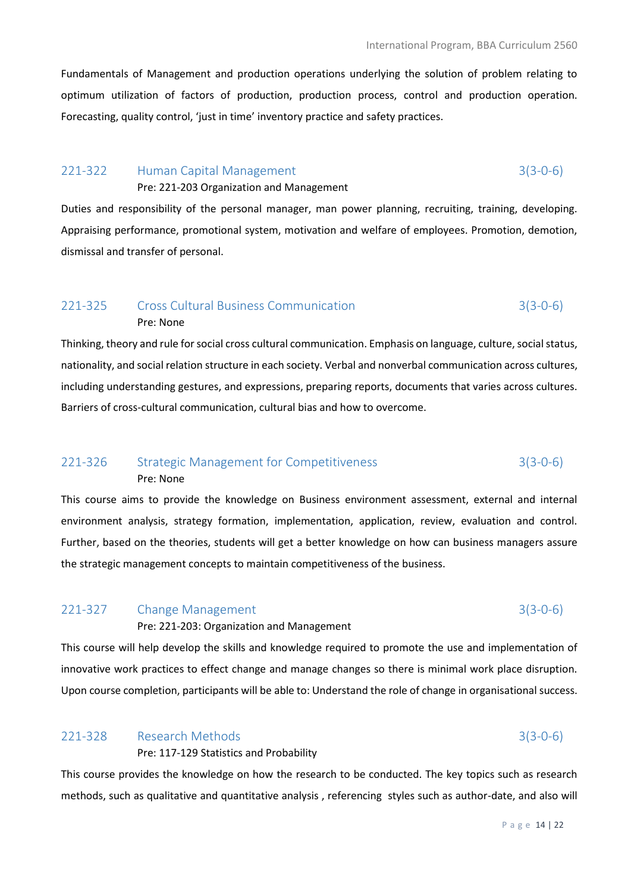Fundamentals of Management and production operations underlying the solution of problem relating to optimum utilization of factors of production, production process, control and production operation. Forecasting, quality control, 'just in time' inventory practice and safety practices.

### 221-322 Human Capital Management 3(3-0-6)

Pre: 221-203 Organization and Management

Duties and responsibility of the personal manager, man power planning, recruiting, training, developing. Appraising performance, promotional system, motivation and welfare of employees. Promotion, demotion, dismissal and transfer of personal.

### 221-325 Cross Cultural Business Communication 3(3-0-6)

Pre: None

Thinking, theory and rule for social cross cultural communication. Emphasis on language, culture, social status, nationality, and social relation structure in each society. Verbal and nonverbal communication across cultures, including understanding gestures, and expressions, preparing reports, documents that varies across cultures. Barriers of cross-cultural communication, cultural bias and how to overcome.

### 221-326 Strategic Management for Competitiveness 3(3-0-6)

Pre: None

This course aims to provide the knowledge on Business environment assessment, external and internal environment analysis, strategy formation, implementation, application, review, evaluation and control. Further, based on the theories, students will get a better knowledge on how can business managers assure the strategic management concepts to maintain competitiveness of the business.

### 221-327 Change Management 3(3-0-6)

Pre: 221-203: Organization and Management

This course will help develop the skills and knowledge required to promote the use and implementation of innovative work practices to effect change and manage changes so there is minimal work place disruption. Upon course completion, participants will be able to: Understand the role of change in organisational success.

### 221-328 Research Methods 3(3-0-6)

Pre: 117-129 Statistics and Probability

This course provides the knowledge on how the research to be conducted. The key topics such as research methods, such as qualitative and quantitative analysis , referencing styles such as author-date, and also will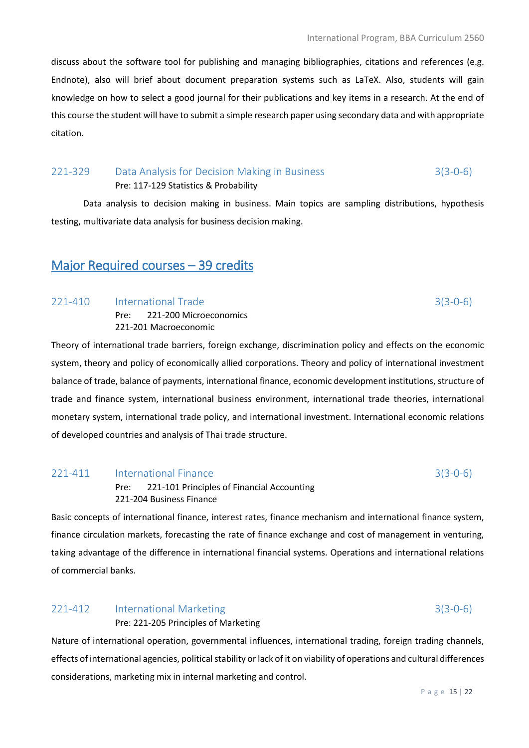discuss about the software tool for publishing and managing bibliographies, citations and references (e.g. Endnote), also will brief about document preparation systems such as LaTeX. Also, students will gain knowledge on how to select a good journal for their publications and key items in a research. At the end of this course the student will have to submit a simple research paper using secondary data and with appropriate citation.

### 221-329 Data Analysis for Decision Making in Business 3(3-0-6)

Pre: 117-129 Statistics & Probability

Data analysis to decision making in business. Main topics are sampling distributions, hypothesis testing, multivariate data analysis for business decision making.

## Major Required courses – 39 credits

### 221-410 International Trade 3(3-0-6)

Pre: 221-200 Microeconomics
221-201 Macroeconomic

Theory of international trade barriers, foreign exchange, discrimination policy and effects on the economic system, theory and policy of economically allied corporations. Theory and policy of international investment balance of trade, balance of payments, international finance, economic development institutions, structure of trade and finance system, international business environment, international trade theories, international monetary system, international trade policy, and international investment. International economic relations of developed countries and analysis of Thai trade structure.

### 221-411 International Finance 3(3-0-6)

Pre: 221-101 Principles of Financial Accounting
221-204 Business Finance

Basic concepts of international finance, interest rates, finance mechanism and international finance system, finance circulation markets, forecasting the rate of finance exchange and cost of management in venturing, taking advantage of the difference in international financial systems. Operations and international relations of commercial banks.

### 221-412 International Marketing 3(3-0-6)

Pre: 221-205 Principles of Marketing

Nature of international operation, governmental influences, international trading, foreign trading channels, effects of international agencies, political stability or lack of it on viability of operations and cultural differences considerations, marketing mix in internal marketing and control.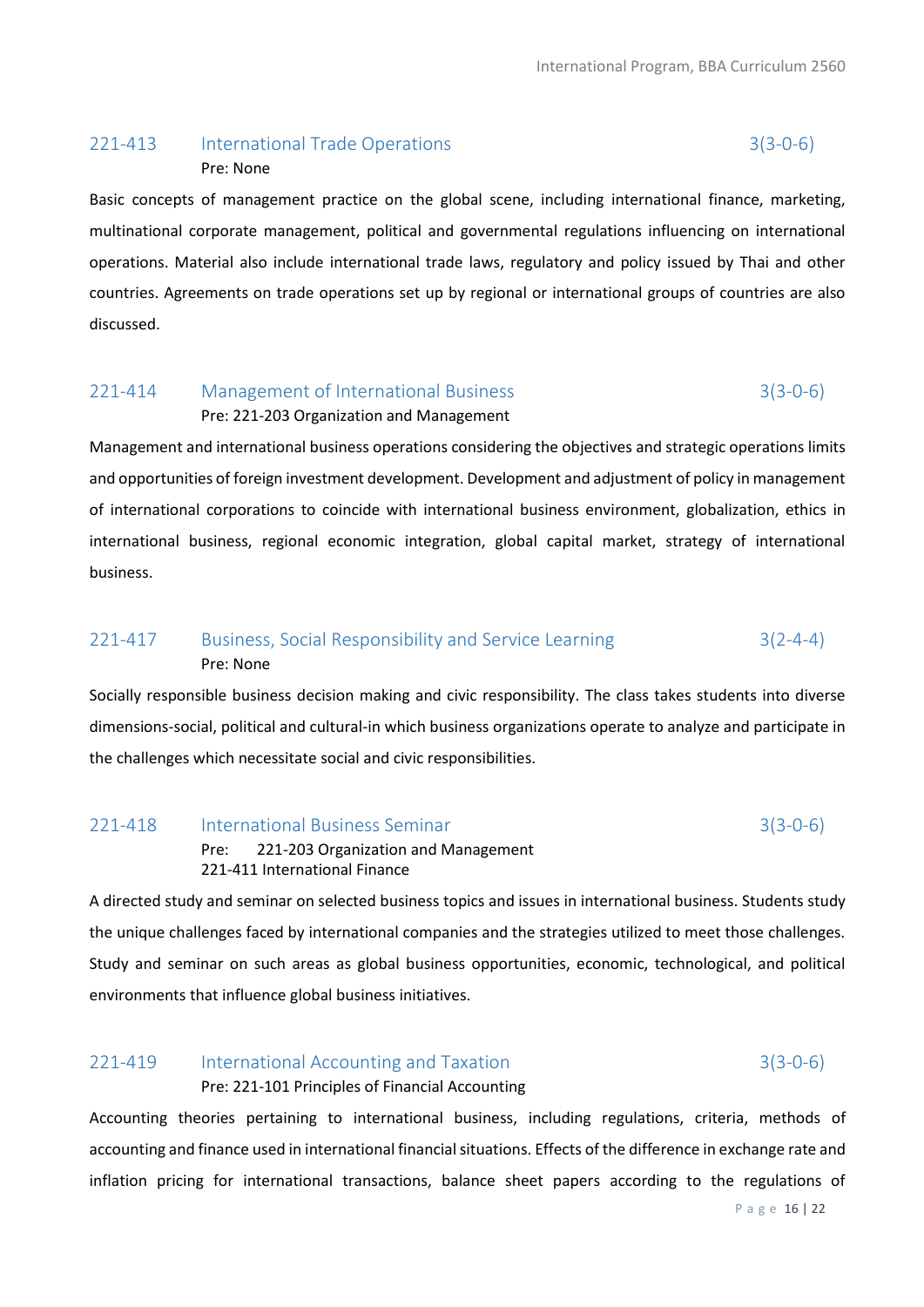### 221-413 International Trade Operations 3(3-0-6)

Pre: None

Basic concepts of management practice on the global scene, including international finance, marketing, multinational corporate management, political and governmental regulations influencing on international operations. Material also include international trade laws, regulatory and policy issued by Thai and other countries. Agreements on trade operations set up by regional or international groups of countries are also discussed.

### 221-414 Management of International Business 3(3-0-6)

Pre: 221-203 Organization and Management

Management and international business operations considering the objectives and strategic operations limits and opportunities of foreign investment development. Development and adjustment of policy in management of international corporations to coincide with international business environment, globalization, ethics in international business, regional economic integration, global capital market, strategy of international business.

### 221-417 Business, Social Responsibility and Service Learning 3(2-4-4)

Pre: None

Socially responsible business decision making and civic responsibility. The class takes students into diverse dimensions-social, political and cultural-in which business organizations operate to analyze and participate in the challenges which necessitate social and civic responsibilities.

### 221-418 International Business Seminar 3(3-0-6)

Pre: 221-203 Organization and Management
221-411 International Finance

A directed study and seminar on selected business topics and issues in international business. Students study the unique challenges faced by international companies and the strategies utilized to meet those challenges. Study and seminar on such areas as global business opportunities, economic, technological, and political environments that influence global business initiatives.

### 221-419 International Accounting and Taxation 3(3-0-6)

Pre: 221-101 Principles of Financial Accounting

Accounting theories pertaining to international business, including regulations, criteria, methods of accounting and finance used in international financial situations. Effects of the difference in exchange rate and inflation pricing for international transactions, balance sheet papers according to the regulations of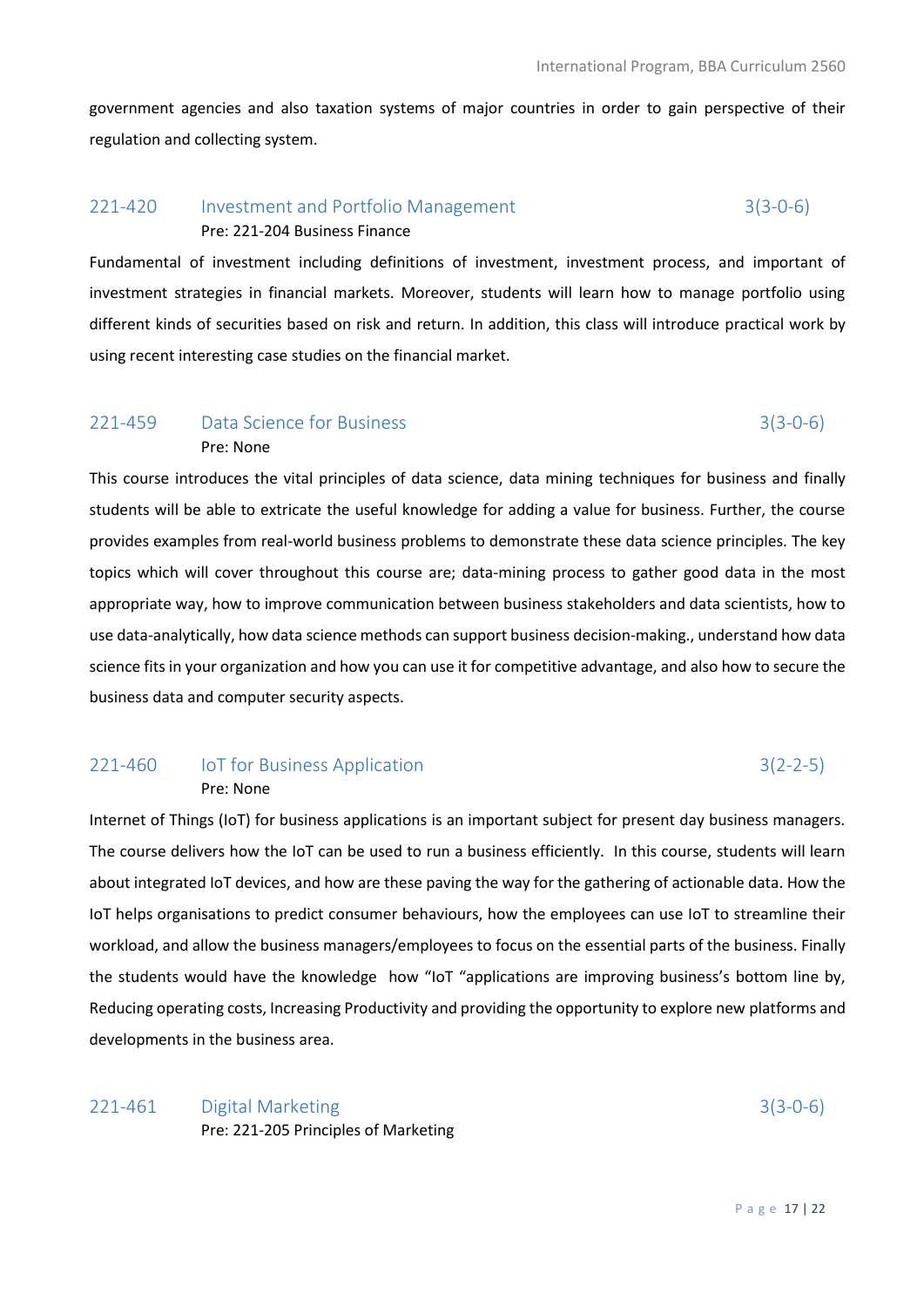government agencies and also taxation systems of major countries in order to gain perspective of their regulation and collecting system.

### 221-420 Investment and Portfolio Management 3(3-0-6)

Pre: 221-204 Business Finance

Fundamental of investment including definitions of investment, investment process, and important of investment strategies in financial markets. Moreover, students will learn how to manage portfolio using different kinds of securities based on risk and return. In addition, this class will introduce practical work by using recent interesting case studies on the financial market.

### 221-459 Data Science for Business 3(3-0-6)

Pre: None

This course introduces the vital principles of data science, data mining techniques for business and finally students will be able to extricate the useful knowledge for adding a value for business. Further, the course provides examples from real-world business problems to demonstrate these data science principles. The key topics which will cover throughout this course are; data-mining process to gather good data in the most appropriate way, how to improve communication between business stakeholders and data scientists, how to use data-analytically, how data science methods can support business decision-making., understand how data science fits in your organization and how you can use it for competitive advantage, and also how to secure the business data and computer security aspects.

### 221-460 IoT for Business Application 3(2-2-5)

Pre: None

Internet of Things (IoT) for business applications is an important subject for present day business managers. The course delivers how the IoT can be used to run a business efficiently. In this course, students will learn about integrated IoT devices, and how are these paving the way for the gathering of actionable data. How the IoT helps organisations to predict consumer behaviours, how the employees can use IoT to streamline their workload, and allow the business managers/employees to focus on the essential parts of the business. Finally the students would have the knowledge how "IoT "applications are improving business's bottom line by, Reducing operating costs, Increasing Productivity and providing the opportunity to explore new platforms and developments in the business area.

### 221-461 Digital Marketing 3(3-0-6)

Pre: 221-205 Principles of Marketing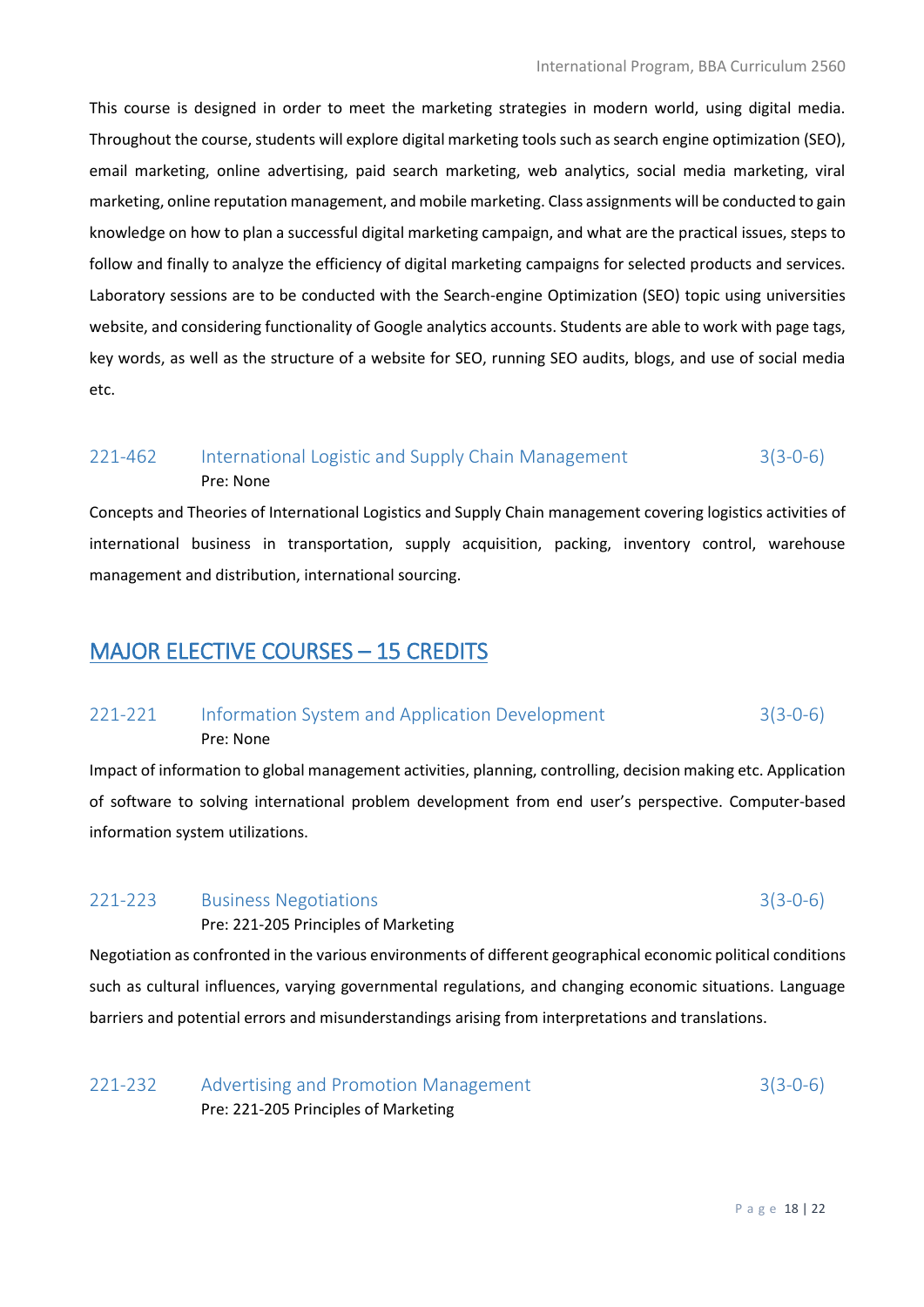This course is designed in order to meet the marketing strategies in modern world, using digital media. Throughout the course, students will explore digital marketing tools such as search engine optimization (SEO), email marketing, online advertising, paid search marketing, web analytics, social media marketing, viral marketing, online reputation management, and mobile marketing. Class assignments will be conducted to gain knowledge on how to plan a successful digital marketing campaign, and what are the practical issues, steps to follow and finally to analyze the efficiency of digital marketing campaigns for selected products and services. Laboratory sessions are to be conducted with the Search-engine Optimization (SEO) topic using universities website, and considering functionality of Google analytics accounts. Students are able to work with page tags, key words, as well as the structure of a website for SEO, running SEO audits, blogs, and use of social media etc.

### 221-462 International Logistic and Supply Chain Management 3(3-0-6)

Pre: None

Concepts and Theories of International Logistics and Supply Chain management covering logistics activities of international business in transportation, supply acquisition, packing, inventory control, warehouse management and distribution, international sourcing.

## MAJOR ELECTIVE COURSES – 15 CREDITS

### 221-221 Information System and Application Development 3(3-0-6)

Pre: None

Impact of information to global management activities, planning, controlling, decision making etc. Application of software to solving international problem development from end user's perspective. Computer-based information system utilizations.

### 221-223 Business Negotiations 3(3-0-6)

Pre: 221-205 Principles of Marketing

Negotiation as confronted in the various environments of different geographical economic political conditions such as cultural influences, varying governmental regulations, and changing economic situations. Language barriers and potential errors and misunderstandings arising from interpretations and translations.

### 221-232 Advertising and Promotion Management 3(3-0-6)

Pre: 221-205 Principles of Marketing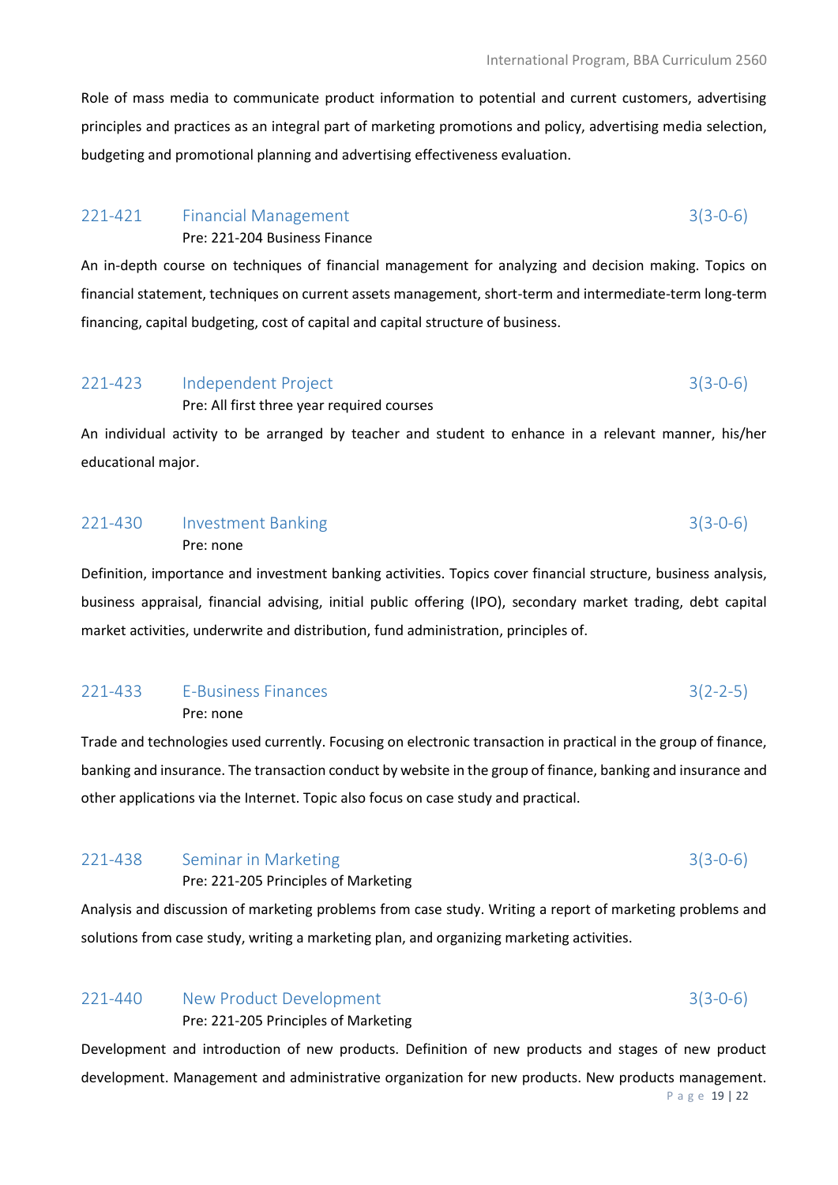Role of mass media to communicate product information to potential and current customers, advertising principles and practices as an integral part of marketing promotions and policy, advertising media selection, budgeting and promotional planning and advertising effectiveness evaluation.

### 221-421 Financial Management 3(3-0-6)

Pre: 221-204 Business Finance

An in-depth course on techniques of financial management for analyzing and decision making. Topics on financial statement, techniques on current assets management, short-term and intermediate-term long-term financing, capital budgeting, cost of capital and capital structure of business.

### 221-423 Independent Project 3(3-0-6)

Pre: All first three year required courses

An individual activity to be arranged by teacher and student to enhance in a relevant manner, his/her educational major.

### 221-430 Investment Banking 3(3-0-6)

Pre: none

Definition, importance and investment banking activities. Topics cover financial structure, business analysis, business appraisal, financial advising, initial public offering (IPO), secondary market trading, debt capital market activities, underwrite and distribution, fund administration, principles of.

### 221-433 E-Business Finances 3(2-2-5)

Pre: none

Trade and technologies used currently. Focusing on electronic transaction in practical in the group of finance, banking and insurance. The transaction conduct by website in the group of finance, banking and insurance and other applications via the Internet. Topic also focus on case study and practical.

### 221-438 Seminar in Marketing 3(3-0-6)

Pre: 221-205 Principles of Marketing

Analysis and discussion of marketing problems from case study. Writing a report of marketing problems and solutions from case study, writing a marketing plan, and organizing marketing activities.

### 221-440 New Product Development 3(3-0-6)

Pre: 221-205 Principles of Marketing

Development and introduction of new products. Definition of new products and stages of new product development. Management and administrative organization for new products. New products management.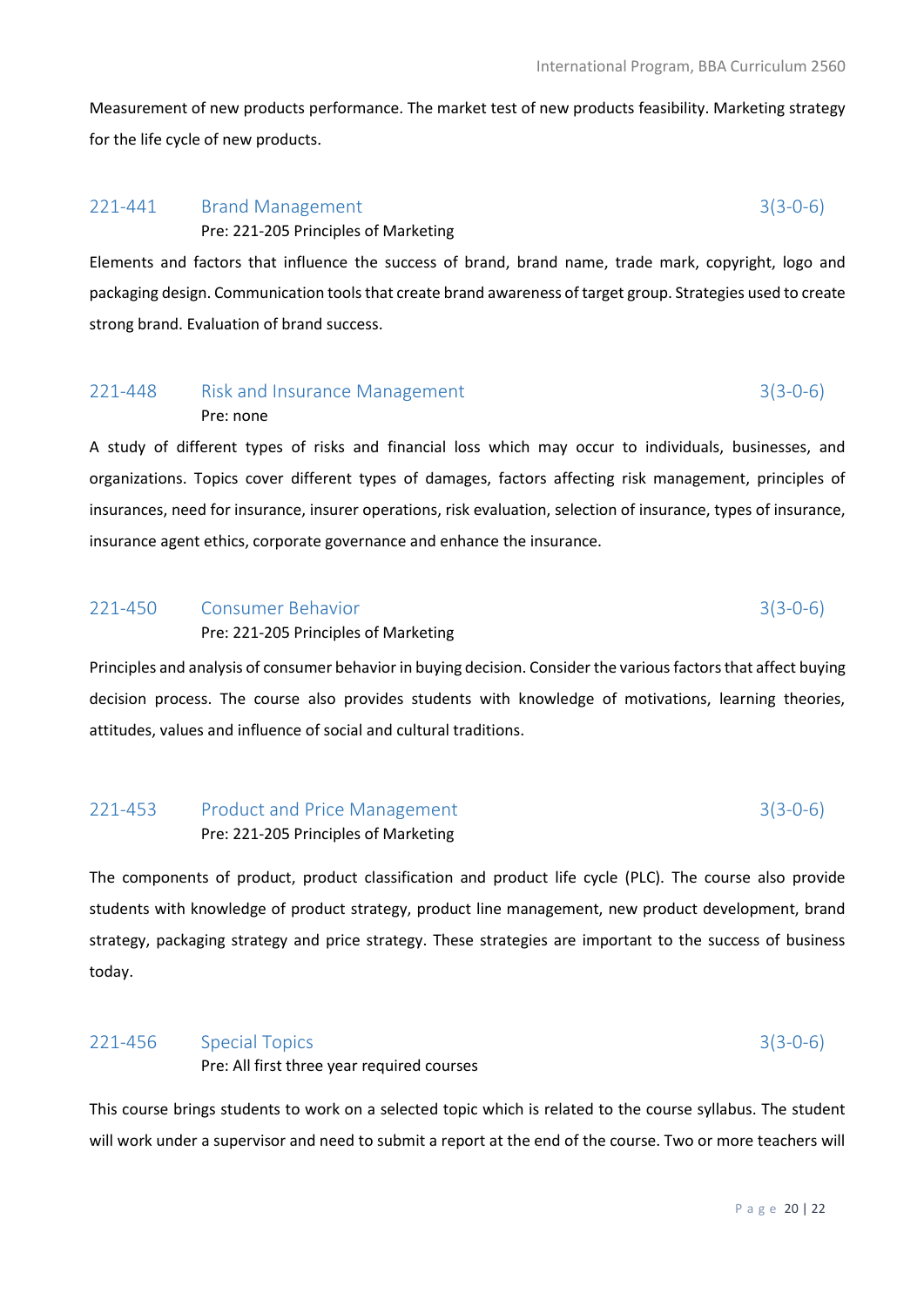Measurement of new products performance. The market test of new products feasibility. Marketing strategy for the life cycle of new products.

### 221-441 Brand Management 3(3-0-6)

Pre: 221-205 Principles of Marketing

Elements and factors that influence the success of brand, brand name, trade mark, copyright, logo and packaging design. Communication tools that create brand awareness of target group. Strategies used to create strong brand. Evaluation of brand success.

### 221-448 Risk and Insurance Management 3(3-0-6)

Pre: none

A study of different types of risks and financial loss which may occur to individuals, businesses, and organizations. Topics cover different types of damages, factors affecting risk management, principles of insurances, need for insurance, insurer operations, risk evaluation, selection of insurance, types of insurance, insurance agent ethics, corporate governance and enhance the insurance.

### 221-450 Consumer Behavior 3(3-0-6)

Pre: 221-205 Principles of Marketing

Principles and analysis of consumer behavior in buying decision. Consider the various factors that affect buying decision process. The course also provides students with knowledge of motivations, learning theories, attitudes, values and influence of social and cultural traditions.

### 221-453 Product and Price Management 3(3-0-6)

Pre: 221-205 Principles of Marketing

The components of product, product classification and product life cycle (PLC). The course also provide students with knowledge of product strategy, product line management, new product development, brand strategy, packaging strategy and price strategy. These strategies are important to the success of business today.

### 221-456 Special Topics 3(3-0-6)

Pre: All first three year required courses

This course brings students to work on a selected topic which is related to the course syllabus. The student will work under a supervisor and need to submit a report at the end of the course. Two or more teachers will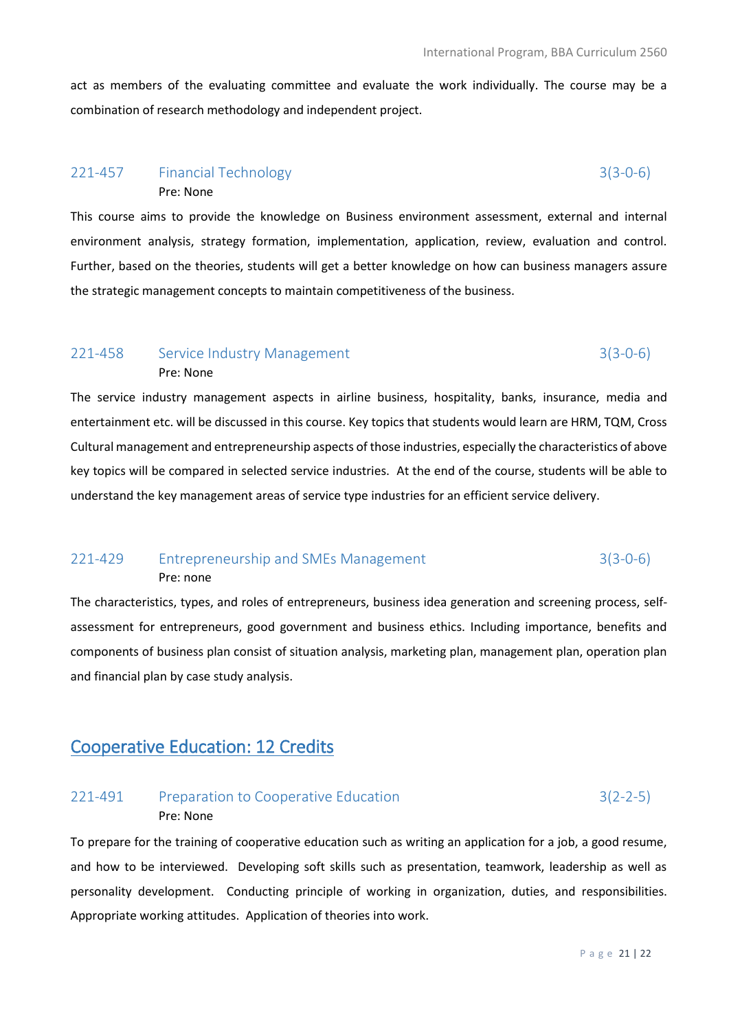act as members of the evaluating committee and evaluate the work individually. The course may be a combination of research methodology and independent project.

### 221-457 Financial Technology 3(3-0-6)

Pre: None

This course aims to provide the knowledge on Business environment assessment, external and internal environment analysis, strategy formation, implementation, application, review, evaluation and control. Further, based on the theories, students will get a better knowledge on how can business managers assure the strategic management concepts to maintain competitiveness of the business.

### 221-458 Service Industry Management 3(3-0-6)

Pre: None

The service industry management aspects in airline business, hospitality, banks, insurance, media and entertainment etc. will be discussed in this course. Key topics that students would learn are HRM, TQM, Cross Cultural management and entrepreneurship aspects of those industries, especially the characteristics of above key topics will be compared in selected service industries. At the end of the course, students will be able to understand the key management areas of service type industries for an efficient service delivery.

### 221-429 Entrepreneurship and SMEs Management 3(3-0-6)

Pre: none

The characteristics, types, and roles of entrepreneurs, business idea generation and screening process, self-assessment for entrepreneurs, good government and business ethics. Including importance, benefits and components of business plan consist of situation analysis, marketing plan, management plan, operation plan and financial plan by case study analysis.

## Cooperative Education: 12 Credits

### 221-491 Preparation to Cooperative Education 3(2-2-5)

Pre: None

To prepare for the training of cooperative education such as writing an application for a job, a good resume, and how to be interviewed. Developing soft skills such as presentation, teamwork, leadership as well as personality development. Conducting principle of working in organization, duties, and responsibilities. Appropriate working attitudes. Application of theories into work.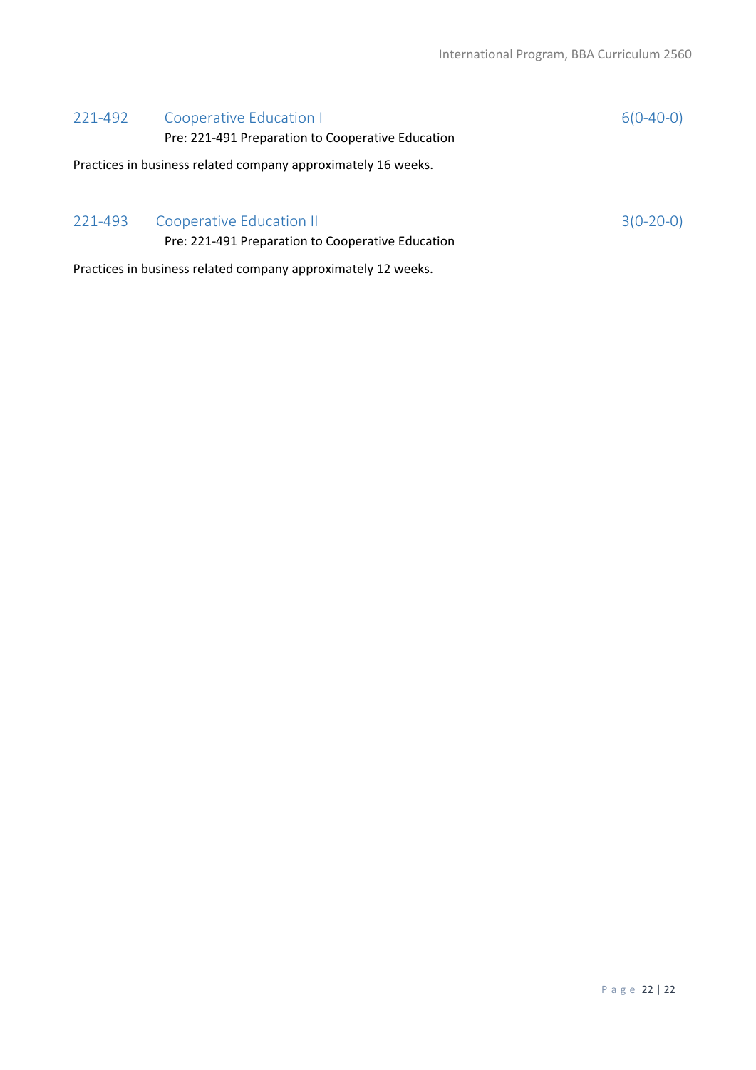### 221-492 Cooperative Education I 6(0-40-0)

Pre: 221-491 Preparation to Cooperative Education

Practices in business related company approximately 16 weeks.

### 221-493 Cooperative Education II 3(0-20-0)

Pre: 221-491 Preparation to Cooperative Education

Practices in business related company approximately 12 weeks.